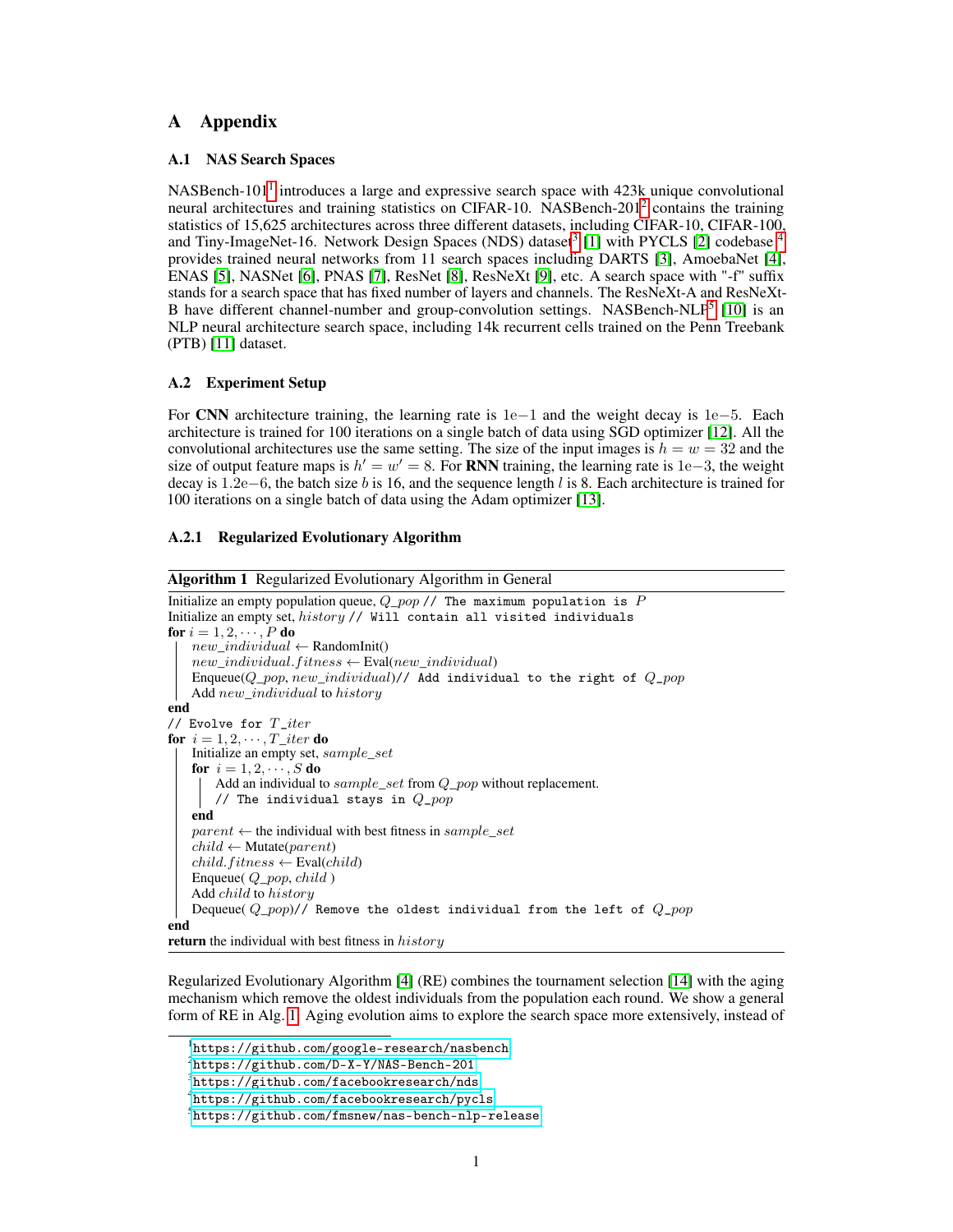# A Appendix

## A.1 NAS Search Spaces

NASBench-101[1] introduces a large and expressive search space with 423k unique convolutional neural architectures and training statistics on CIFAR-10. NASBench-201[2] contains the training statistics of 15,625 architectures across three different datasets, including CIFAR-10, CIFAR-100, and Tiny-ImageNet-16. Network Design Spaces (NDS) dataset[3] [1] with PYCLS [2] codebase [4] provides trained neural networks from 11 search spaces including DARTS [3], AmoebaNet [4], ENAS [5], NASNet [6], PNAS [7], ResNet [8], ResNeXt [9], etc. A search space with "-f" suffix stands for a search space that has fixed number of layers and channels. The ResNeXt-A and ResNeXt-B have different channel-number and group-convolution settings. NASBench-NLP[5] [10] is an NLP neural architecture search space, including 14k recurrent cells trained on the Penn Treebank (PTB) [11] dataset.

## A.2 Experiment Setup

For **CNN** architecture training, the learning rate is $1\mathrm{e}{-1}$ and the weight decay is $1\mathrm{e}{-5}$. Each architecture is trained for 100 iterations on a single batch of data using SGD optimizer [12]. All the convolutional architectures use the same setting. The size of the input images is $h = w = 32$ and the size of output feature maps is $h' = w' = 8$. For **RNN** training, the learning rate is $1\mathrm{e}{-3}$, the weight decay is $1.2\mathrm{e}{-6}$, the batch size $b$ is 16, and the sequence length $l$ is 8. Each architecture is trained for 100 iterations on a single batch of data using the Adam optimizer [13].

### A.2.1 Regularized Evolutionary Algorithm

**Algorithm 1** Regularized Evolutionary Algorithm in General

```
Initialize an empty population queue, Q_pop // The maximum population is P
Initialize an empty set, history // Will contain all visited individuals
for i = 1, 2, ..., P do
    new_individual ← RandomInit()
    new_individual.fitness ← Eval(new_individual)
    Enqueue(Q_pop, new_individual)// Add individual to the right of Q_pop
    Add new_individual to history
end
// Evolve for T_iter
for i = 1, 2, ..., T_iter do
    Initialize an empty set, sample_set
    for i = 1, 2, ..., S do
        Add an individual to sample_set from Q_pop without replacement.
        // The individual stays in Q_pop
    end
    parent ← the individual with best fitness in sample_set
    child ← Mutate(parent)
    child.fitness ← Eval(child)
    Enqueue( Q_pop, child )
    Add child to history
    Dequeue( Q_pop)// Remove the oldest individual from the left of Q_pop
end
return the individual with best fitness in history
```

Regularized Evolutionary Algorithm [4] (RE) combines the tournament selection [14] with the aging mechanism which remove the oldest individuals from the population each round. We show a general form of RE in Alg. 1. Aging evolution aims to explore the search space more extensively, instead of

---

[1] https://github.com/google-research/nasbench

[2] https://github.com/D-X-Y/NAS-Bench-201

[3] https://github.com/facebookresearch/nds

[4] https://github.com/facebookresearch/pycls

[5] https://github.com/fmsnew/nas-bench-nlp-release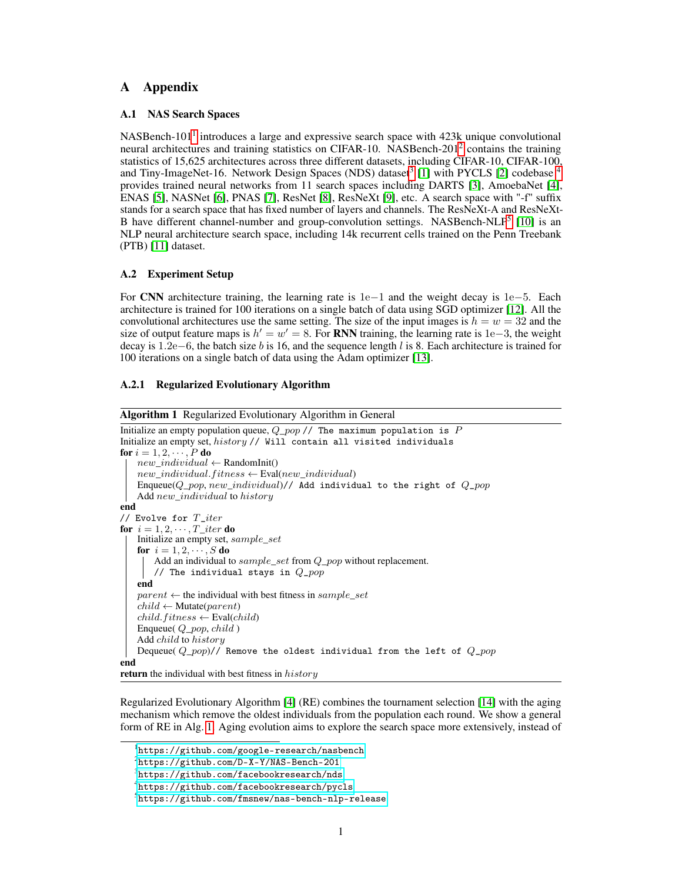# A Appendix

## A.1 NAS Search Spaces

NASBench-101[1] introduces a large and expressive search space with 423k unique convolutional neural architectures and training statistics on CIFAR-10. NASBench-201[2] contains the training statistics of 15,625 architectures across three different datasets, including CIFAR-10, CIFAR-100, and Tiny-ImageNet-16. Network Design Spaces (NDS) dataset[3] [1] with PYCLS [2] codebase[4] provides trained neural networks from 11 search spaces including DARTS [3], AmoebaNet [4], ENAS [5], NASNet [6], PNAS [7], ResNet [8], ResNeXt [9], etc. A search space with "-f" suffix stands for a search space that has fixed number of layers and channels. The ResNeXt-A and ResNeXt-B have different channel-number and group-convolution settings. NASBench-NLP[5] [10] is an NLP neural architecture search space, including 14k recurrent cells trained on the Penn Treebank (PTB) [11] dataset.

## A.2 Experiment Setup

For **CNN** architecture training, the learning rate is $1\mathrm{e}{-1}$ and the weight decay is $1\mathrm{e}{-5}$. Each architecture is trained for 100 iterations on a single batch of data using SGD optimizer [12]. All the convolutional architectures use the same setting. The size of the input images is $h = w = 32$ and the size of output feature maps is $h' = w' = 8$. For **RNN** training, the learning rate is $1\mathrm{e}{-3}$, the weight decay is $1.2\mathrm{e}{-6}$, the batch size $b$ is 16, and the sequence length $l$ is 8. Each architecture is trained for 100 iterations on a single batch of data using the Adam optimizer [13].

### A.2.1 Regularized Evolutionary Algorithm

**Algorithm 1** Regularized Evolutionary Algorithm in General

```
Initialize an empty population queue, Q_pop // The maximum population is P
Initialize an empty set, history // Will contain all visited individuals
for i = 1, 2, ..., P do
    new_individual ← RandomInit()
    new_individual.fitness ← Eval(new_individual)
    Enqueue(Q_pop, new_individual)// Add individual to the right of Q_pop
    Add new_individual to history
end
// Evolve for T_iter
for i = 1, 2, ..., T_iter do
    Initialize an empty set, sample_set
    for i = 1, 2, ..., S do
        Add an individual to sample_set from Q_pop without replacement.
        // The individual stays in Q_pop
    end
    parent ← the individual with best fitness in sample_set
    child ← Mutate(parent)
    child.fitness ← Eval(child)
    Enqueue( Q_pop, child )
    Add child to history
    Dequeue( Q_pop)// Remove the oldest individual from the left of Q_pop
end
return the individual with best fitness in history
```

Regularized Evolutionary Algorithm [4] (RE) combines the tournament selection [14] with the aging mechanism which remove the oldest individuals from the population each round. We show a general form of RE in Alg. 1. Aging evolution aims to explore the search space more extensively, instead of

[1] https://github.com/google-research/nasbench
[2] https://github.com/D-X-Y/NAS-Bench-201
[3] https://github.com/facebookresearch/nds
[4] https://github.com/facebookresearch/pycls
[5] https://github.com/fmsnew/nas-bench-nlp-release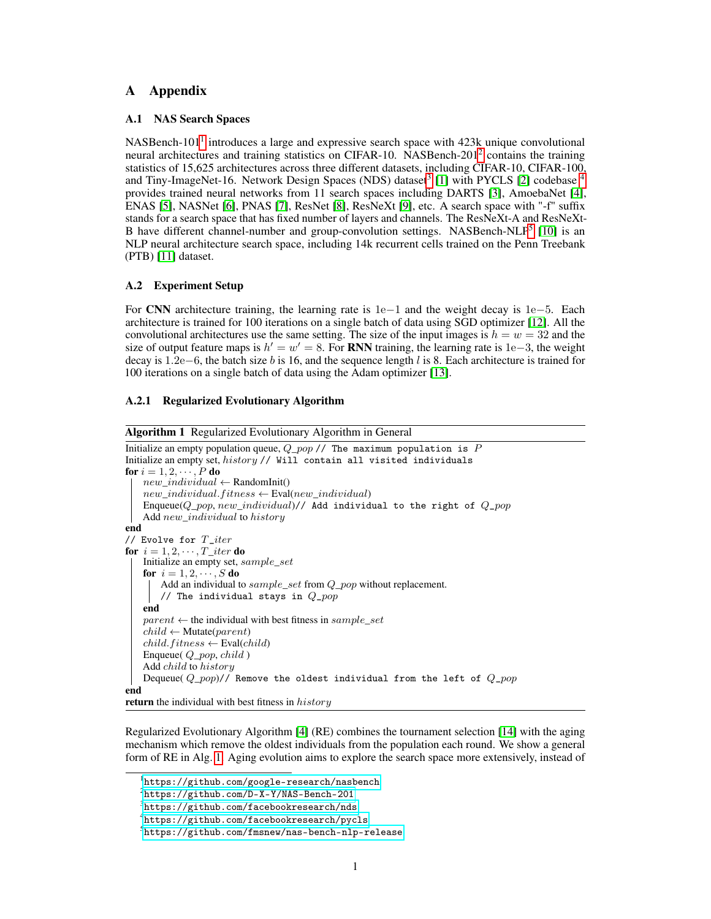# A Appendix

## A.1 NAS Search Spaces

NASBench-101[1] introduces a large and expressive search space with 423k unique convolutional neural architectures and training statistics on CIFAR-10. NASBench-201[2] contains the training statistics of 15,625 architectures across three different datasets, including CIFAR-10, CIFAR-100, and Tiny-ImageNet-16. Network Design Spaces (NDS) dataset[3] [1] with PYCLS [2] codebase [4] provides trained neural networks from 11 search spaces including DARTS [3], AmoebaNet [4], ENAS [5], NASNet [6], PNAS [7], ResNet [8], ResNeXt [9], etc. A search space with "-f" suffix stands for a search space that has fixed number of layers and channels. The ResNeXt-A and ResNeXt-B have different channel-number and group-convolution settings. NASBench-NLP[5] [10] is an NLP neural architecture search space, including 14k recurrent cells trained on the Penn Treebank (PTB) [11] dataset.

## A.2 Experiment Setup

For **CNN** architecture training, the learning rate is $1e{-}1$ and the weight decay is $1e{-}5$. Each architecture is trained for 100 iterations on a single batch of data using SGD optimizer [12]. All the convolutional architectures use the same setting. The size of the input images is $h = w = 32$ and the size of output feature maps is $h' = w' = 8$. For **RNN** training, the learning rate is $1e{-}3$, the weight decay is $1.2e{-}6$, the batch size $b$ is 16, and the sequence length $l$ is 8. Each architecture is trained for 100 iterations on a single batch of data using the Adam optimizer [13].

### A.2.1 Regularized Evolutionary Algorithm

**Algorithm 1** Regularized Evolutionary Algorithm in General

```
Initialize an empty population queue, Q_pop // The maximum population is P
Initialize an empty set, history // Will contain all visited individuals
for i = 1, 2, ···, P do
    new_individual ← RandomInit()
    new_individual.fitness ← Eval(new_individual)
    Enqueue(Q_pop, new_individual)// Add individual to the right of Q_pop
    Add new_individual to history
end
// Evolve for T_iter
for i = 1, 2, ···, T_iter do
    Initialize an empty set, sample_set
    for i = 1, 2, ···, S do
        Add an individual to sample_set from Q_pop without replacement.
        // The individual stays in Q_pop
    end
    parent ← the individual with best fitness in sample_set
    child ← Mutate(parent)
    child.fitness ← Eval(child)
    Enqueue( Q_pop, child )
    Add child to history
    Dequeue( Q_pop)// Remove the oldest individual from the left of Q_pop
end
return the individual with best fitness in history
```

Regularized Evolutionary Algorithm [4] (RE) combines the tournament selection [14] with the aging mechanism which remove the oldest individuals from the population each round. We show a general form of RE in Alg. 1. Aging evolution aims to explore the search space more extensively, instead of

[1] https://github.com/google-research/nasbench

[2] https://github.com/D-X-Y/NAS-Bench-201

[3] https://github.com/facebookresearch/nds

[4] https://github.com/facebookresearch/pycls

[5] https://github.com/fmsnew/nas-bench-nlp-release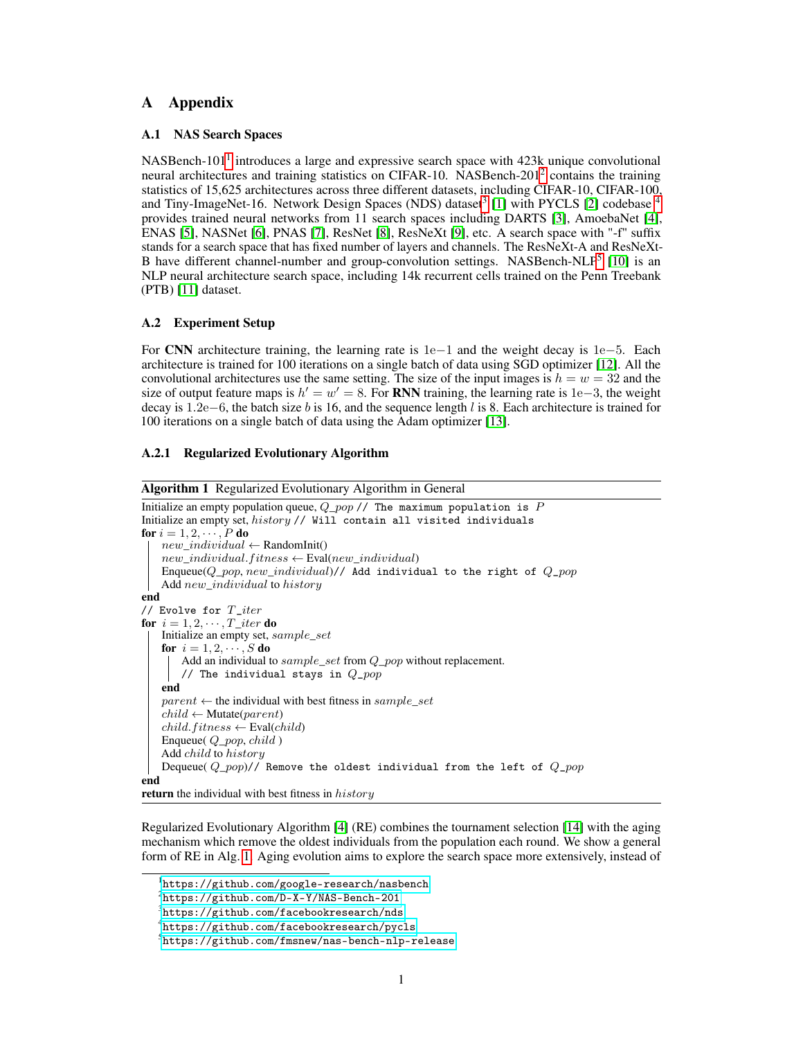# A Appendix

## A.1 NAS Search Spaces

NASBench-101[1] introduces a large and expressive search space with 423k unique convolutional neural architectures and training statistics on CIFAR-10. NASBench-201[2] contains the training statistics of 15,625 architectures across three different datasets, including CIFAR-10, CIFAR-100, and Tiny-ImageNet-16. Network Design Spaces (NDS) dataset[3] [1] with PYCLS [2] codebase[4] provides trained neural networks from 11 search spaces including DARTS [3], AmoebaNet [4], ENAS [5], NASNet [6], PNAS [7], ResNet [8], ResNeXt [9], etc. A search space with "-f" suffix stands for a search space that has fixed number of layers and channels. The ResNeXt-A and ResNeXt-B have different channel-number and group-convolution settings. NASBench-NLP[5] [10] is an NLP neural architecture search space, including 14k recurrent cells trained on the Penn Treebank (PTB) [11] dataset.

## A.2 Experiment Setup

For **CNN** architecture training, the learning rate is $1e{-1}$ and the weight decay is $1e{-5}$. Each architecture is trained for 100 iterations on a single batch of data using SGD optimizer [12]. All the convolutional architectures use the same setting. The size of the input images is $h = w = 32$ and the size of output feature maps is $h' = w' = 8$. For **RNN** training, the learning rate is $1e{-3}$, the weight decay is $1.2e{-6}$, the batch size $b$ is 16, and the sequence length $l$ is 8. Each architecture is trained for 100 iterations on a single batch of data using the Adam optimizer [13].

### A.2.1 Regularized Evolutionary Algorithm

**Algorithm 1** Regularized Evolutionary Algorithm in General

```
Initialize an empty population queue, Q_pop // The maximum population is P
Initialize an empty set, history // Will contain all visited individuals
for i = 1, 2, ..., P do
    new_individual ← RandomInit()
    new_individual.fitness ← Eval(new_individual)
    Enqueue(Q_pop, new_individual)// Add individual to the right of Q_pop
    Add new_individual to history
end
// Evolve for T_iter
for i = 1, 2, ..., T_iter do
    Initialize an empty set, sample_set
    for i = 1, 2, ..., S do
        Add an individual to sample_set from Q_pop without replacement.
        // The individual stays in Q_pop
    end
    parent ← the individual with best fitness in sample_set
    child ← Mutate(parent)
    child.fitness ← Eval(child)
    Enqueue( Q_pop, child )
    Add child to history
    Dequeue( Q_pop)// Remove the oldest individual from the left of Q_pop
end
return the individual with best fitness in history
```

Regularized Evolutionary Algorithm [4] (RE) combines the tournament selection [14] with the aging mechanism which remove the oldest individuals from the population each round. We show a general form of RE in Alg. 1. Aging evolution aims to explore the search space more extensively, instead of

---

[1] https://github.com/google-research/nasbench

[2] https://github.com/D-X-Y/NAS-Bench-201

[3] https://github.com/facebookresearch/nds

[4] https://github.com/facebookresearch/pycls

[5] https://github.com/fmsnew/nas-bench-nlp-release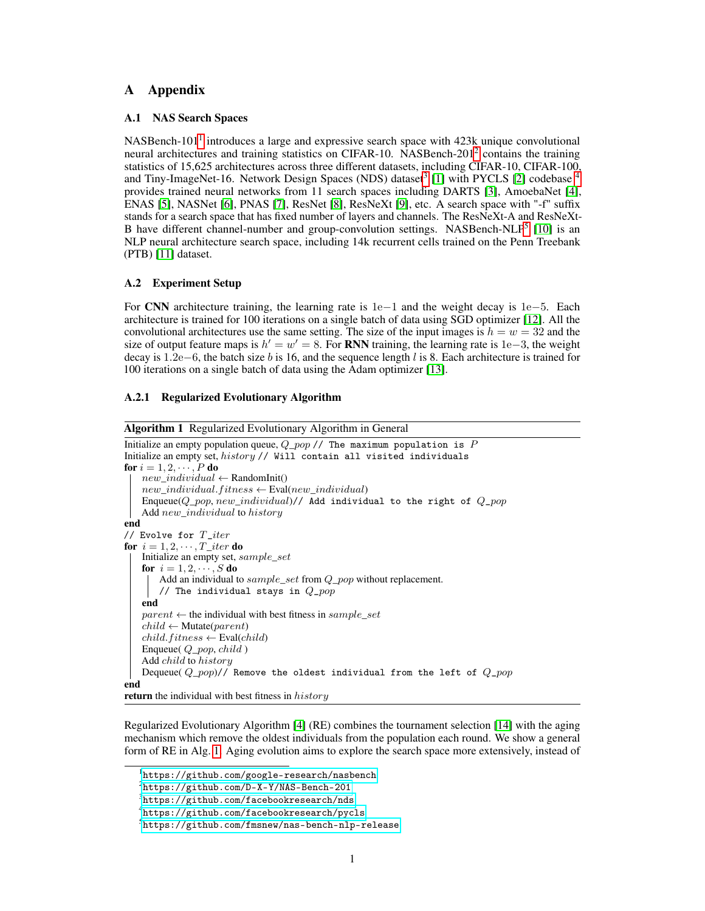# A Appendix

## A.1 NAS Search Spaces

NASBench-101[1] introduces a large and expressive search space with 423k unique convolutional neural architectures and training statistics on CIFAR-10. NASBench-201[2] contains the training statistics of 15,625 architectures across three different datasets, including CIFAR-10, CIFAR-100, and Tiny-ImageNet-16. Network Design Spaces (NDS) dataset[3] [1] with PYCLS [2] codebase [4] provides trained neural networks from 11 search spaces including DARTS [3], AmoebaNet [4], ENAS [5], NASNet [6], PNAS [7], ResNet [8], ResNeXt [9], etc. A search space with "-f" suffix stands for a search space that has fixed number of layers and channels. The ResNeXt-A and ResNeXt-B have different channel-number and group-convolution settings. NASBench-NLP[5] [10] is an NLP neural architecture search space, including 14k recurrent cells trained on the Penn Treebank (PTB) [11] dataset.

## A.2 Experiment Setup

For **CNN** architecture training, the learning rate is $1\text{e}{-1}$ and the weight decay is $1\text{e}{-5}$. Each architecture is trained for 100 iterations on a single batch of data using SGD optimizer [12]. All the convolutional architectures use the same setting. The size of the input images is $h = w = 32$ and the size of output feature maps is $h' = w' = 8$. For **RNN** training, the learning rate is $1\text{e}{-3}$, the weight decay is $1.2\text{e}{-6}$, the batch size $b$ is 16, and the sequence length $l$ is 8. Each architecture is trained for 100 iterations on a single batch of data using the Adam optimizer [13].

### A.2.1 Regularized Evolutionary Algorithm

**Algorithm 1** Regularized Evolutionary Algorithm in General

```
Initialize an empty population queue, Q_pop // The maximum population is P
Initialize an empty set, history // Will contain all visited individuals
for i = 1, 2, ..., P do
    new_individual ← RandomInit()
    new_individual.fitness ← Eval(new_individual)
    Enqueue(Q_pop, new_individual)// Add individual to the right of Q_pop
    Add new_individual to history
end
// Evolve for T_iter
for i = 1, 2, ..., T_iter do
    Initialize an empty set, sample_set
    for i = 1, 2, ..., S do
        Add an individual to sample_set from Q_pop without replacement.
        // The individual stays in Q_pop
    end
    parent ← the individual with best fitness in sample_set
    child ← Mutate(parent)
    child.fitness ← Eval(child)
    Enqueue( Q_pop, child )
    Add child to history
    Dequeue( Q_pop)// Remove the oldest individual from the left of Q_pop
end
return the individual with best fitness in history
```

Regularized Evolutionary Algorithm [4] (RE) combines the tournament selection [14] with the aging mechanism which remove the oldest individuals from the population each round. We show a general form of RE in Alg. 1. Aging evolution aims to explore the search space more extensively, instead of

[1] https://github.com/google-research/nasbench

[2] https://github.com/D-X-Y/NAS-Bench-201

[3] https://github.com/facebookresearch/nds

[4] https://github.com/facebookresearch/pycls

[5] https://github.com/fmsnew/nas-bench-nlp-release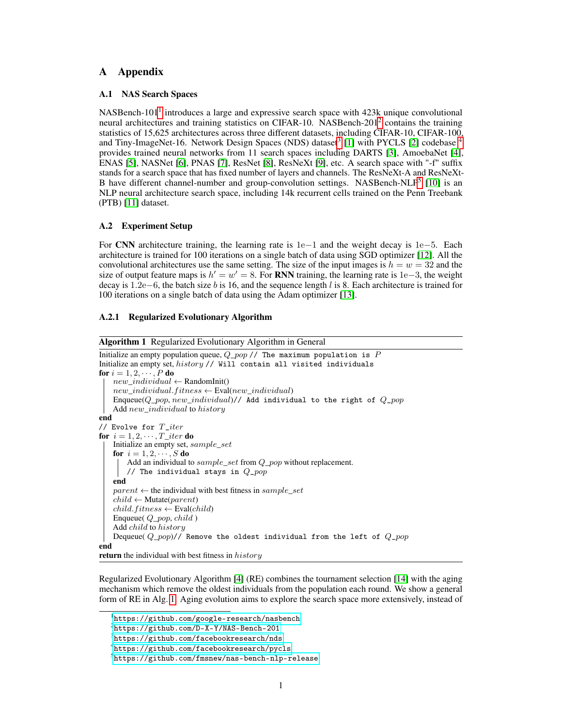# A Appendix

## A.1 NAS Search Spaces

NASBench-101[1] introduces a large and expressive search space with 423k unique convolutional neural architectures and training statistics on CIFAR-10. NASBench-201[2] contains the training statistics of 15,625 architectures across three different datasets, including CIFAR-10, CIFAR-100, and Tiny-ImageNet-16. Network Design Spaces (NDS) dataset[3] [1] with PYCLS [2] codebase [4] provides trained neural networks from 11 search spaces including DARTS [3], AmoebaNet [4], ENAS [5], NASNet [6], PNAS [7], ResNet [8], ResNeXt [9], etc. A search space with "-f" suffix stands for a search space that has fixed number of layers and channels. The ResNeXt-A and ResNeXt-B have different channel-number and group-convolution settings. NASBench-NLP[5] [10] is an NLP neural architecture search space, including 14k recurrent cells trained on the Penn Treebank (PTB) [11] dataset.

## A.2 Experiment Setup

For **CNN** architecture training, the learning rate is $1\mathrm{e}{-1}$ and the weight decay is $1\mathrm{e}{-5}$. Each architecture is trained for 100 iterations on a single batch of data using SGD optimizer [12]. All the convolutional architectures use the same setting. The size of the input images is $h = w = 32$ and the size of output feature maps is $h' = w' = 8$. For **RNN** training, the learning rate is $1\mathrm{e}{-3}$, the weight decay is $1.2\mathrm{e}{-6}$, the batch size $b$ is 16, and the sequence length $l$ is 8. Each architecture is trained for 100 iterations on a single batch of data using the Adam optimizer [13].

### A.2.1 Regularized Evolutionary Algorithm

**Algorithm 1** Regularized Evolutionary Algorithm in General

```
Initialize an empty population queue, Q_pop // The maximum population is P
Initialize an empty set, history // Will contain all visited individuals
for i = 1, 2, ..., P do
    new_individual ← RandomInit()
    new_individual.fitness ← Eval(new_individual)
    Enqueue(Q_pop, new_individual)// Add individual to the right of Q_pop
    Add new_individual to history
end
// Evolve for T_iter
for i = 1, 2, ..., T_iter do
    Initialize an empty set, sample_set
    for i = 1, 2, ..., S do
        Add an individual to sample_set from Q_pop without replacement.
        // The individual stays in Q_pop
    end
    parent ← the individual with best fitness in sample_set
    child ← Mutate(parent)
    child.fitness ← Eval(child)
    Enqueue( Q_pop, child )
    Add child to history
    Dequeue( Q_pop)// Remove the oldest individual from the left of Q_pop
end
return the individual with best fitness in history
```

Regularized Evolutionary Algorithm [4] (RE) combines the tournament selection [14] with the aging mechanism which remove the oldest individuals from the population each round. We show a general form of RE in Alg. 1. Aging evolution aims to explore the search space more extensively, instead of

[1] https://github.com/google-research/nasbench

[2] https://github.com/D-X-Y/NAS-Bench-201

[3] https://github.com/facebookresearch/nds

[4] https://github.com/facebookresearch/pycls

[5] https://github.com/fmsnew/nas-bench-nlp-release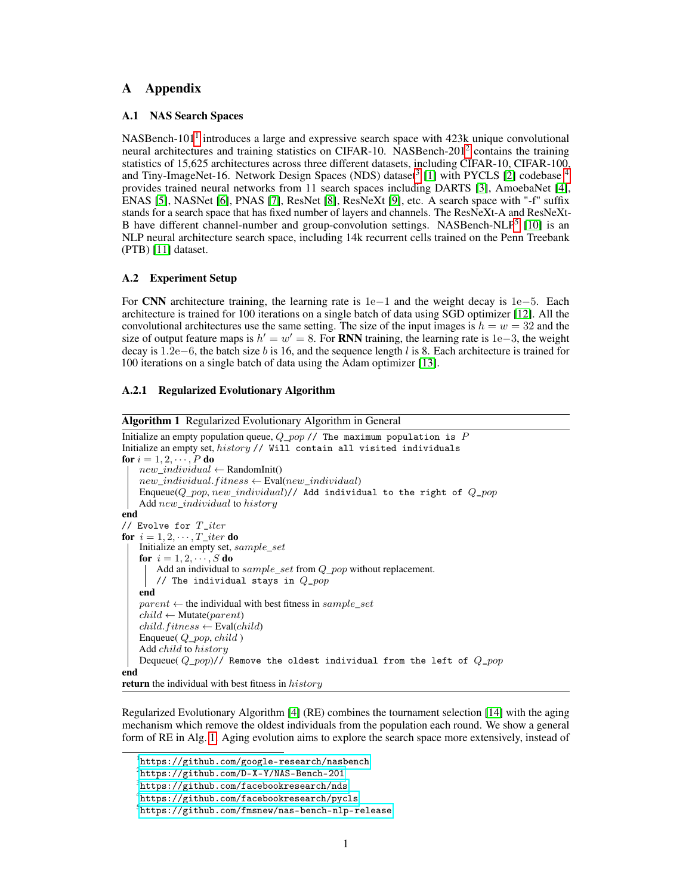# A Appendix

## A.1 NAS Search Spaces

NASBench-101[1] introduces a large and expressive search space with 423k unique convolutional neural architectures and training statistics on CIFAR-10. NASBench-201[2] contains the training statistics of 15,625 architectures across three different datasets, including CIFAR-10, CIFAR-100, and Tiny-ImageNet-16. Network Design Spaces (NDS) dataset[3] [1] with PYCLS [2] codebase [4] provides trained neural networks from 11 search spaces including DARTS [3], AmoebaNet [4], ENAS [5], NASNet [6], PNAS [7], ResNet [8], ResNeXt [9], etc. A search space with "-f" suffix stands for a search space that has fixed number of layers and channels. The ResNeXt-A and ResNeXt-B have different channel-number and group-convolution settings. NASBench-NLP[5] [10] is an NLP neural architecture search space, including 14k recurrent cells trained on the Penn Treebank (PTB) [11] dataset.

## A.2 Experiment Setup

For **CNN** architecture training, the learning rate is $1\text{e}{-1}$ and the weight decay is $1\text{e}{-5}$. Each architecture is trained for 100 iterations on a single batch of data using SGD optimizer [12]. All the convolutional architectures use the same setting. The size of the input images is $h = w = 32$ and the size of output feature maps is $h' = w' = 8$. For **RNN** training, the learning rate is $1\text{e}{-3}$, the weight decay is $1.2\text{e}{-6}$, the batch size $b$ is 16, and the sequence length $l$ is 8. Each architecture is trained for 100 iterations on a single batch of data using the Adam optimizer [13].

### A.2.1 Regularized Evolutionary Algorithm

**Algorithm 1** Regularized Evolutionary Algorithm in General

```
Initialize an empty population queue, Q_pop // The maximum population is P
Initialize an empty set, history // Will contain all visited individuals
for i = 1, 2, ..., P do
    new_individual ← RandomInit()
    new_individual.fitness ← Eval(new_individual)
    Enqueue(Q_pop, new_individual)// Add individual to the right of Q_pop
    Add new_individual to history
end
// Evolve for T_iter
for i = 1, 2, ..., T_iter do
    Initialize an empty set, sample_set
    for i = 1, 2, ..., S do
        Add an individual to sample_set from Q_pop without replacement.
        // The individual stays in Q_pop
    end
    parent ← the individual with best fitness in sample_set
    child ← Mutate(parent)
    child.fitness ← Eval(child)
    Enqueue( Q_pop, child )
    Add child to history
    Dequeue( Q_pop)// Remove the oldest individual from the left of Q_pop
end
return the individual with best fitness in history
```

Regularized Evolutionary Algorithm [4] (RE) combines the tournament selection [14] with the aging mechanism which remove the oldest individuals from the population each round. We show a general form of RE in Alg. 1. Aging evolution aims to explore the search space more extensively, instead of

[1] https://github.com/google-research/nasbench

[2] https://github.com/D-X-Y/NAS-Bench-201

[3] https://github.com/facebookresearch/nds

[4] https://github.com/facebookresearch/pycls

[5] https://github.com/fmsnew/nas-bench-nlp-release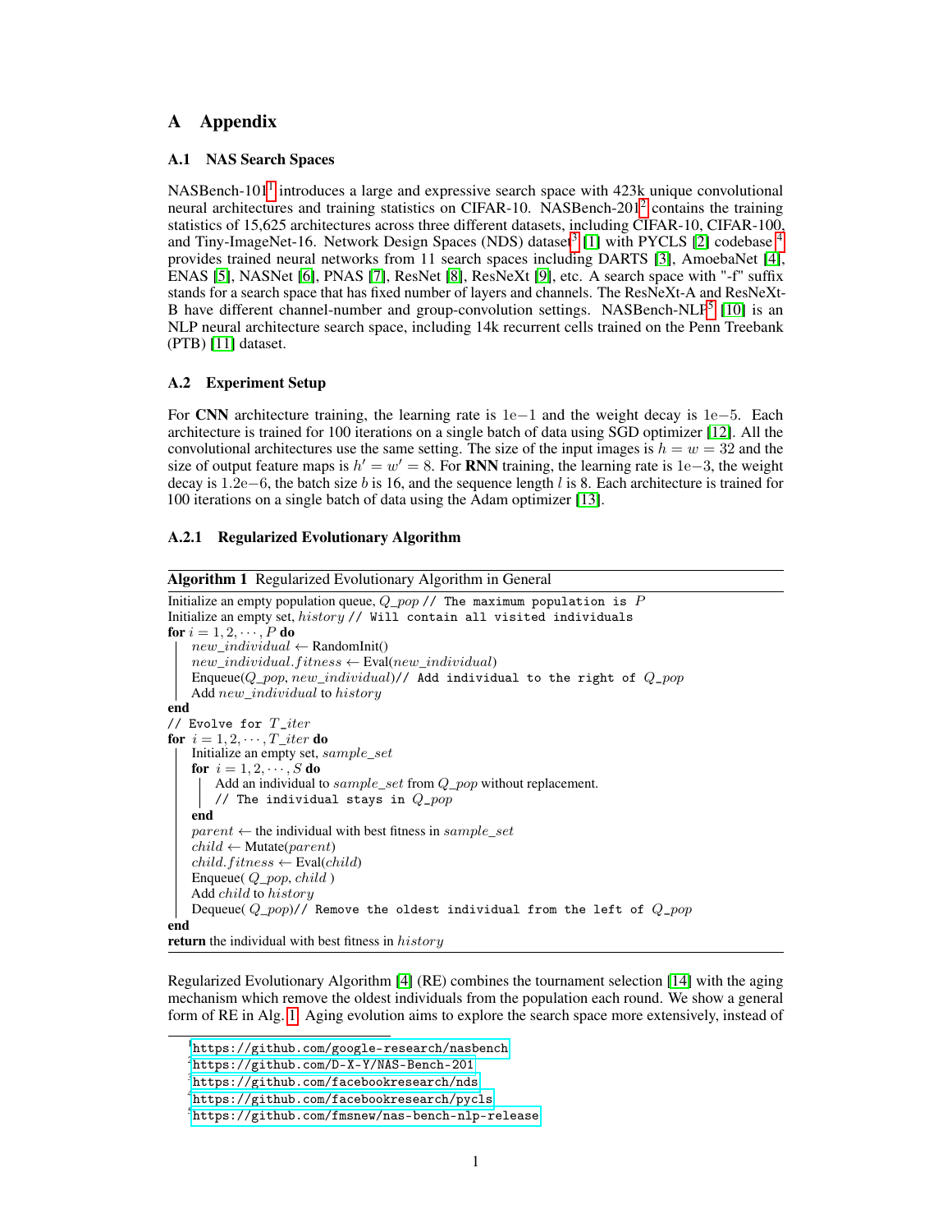# A Appendix

## A.1 NAS Search Spaces

NASBench-101[1] introduces a large and expressive search space with 423k unique convolutional neural architectures and training statistics on CIFAR-10. NASBench-201[2] contains the training statistics of 15,625 architectures across three different datasets, including CIFAR-10, CIFAR-100, and Tiny-ImageNet-16. Network Design Spaces (NDS) dataset[3] [1] with PYCLS [2] codebase [4] provides trained neural networks from 11 search spaces including DARTS [3], AmoebaNet [4], ENAS [5], NASNet [6], PNAS [7], ResNet [8], ResNeXt [9], etc. A search space with "-f" suffix stands for a search space that has fixed number of layers and channels. The ResNeXt-A and ResNeXt-B have different channel-number and group-convolution settings. NASBench-NLP[5] [10] is an NLP neural architecture search space, including 14k recurrent cells trained on the Penn Treebank (PTB) [11] dataset.

## A.2 Experiment Setup

For **CNN** architecture training, the learning rate is $1\text{e}{-1}$ and the weight decay is $1\text{e}{-5}$. Each architecture is trained for 100 iterations on a single batch of data using SGD optimizer [12]. All the convolutional architectures use the same setting. The size of the input images is $h = w = 32$ and the size of output feature maps is $h' = w' = 8$. For **RNN** training, the learning rate is $1\text{e}{-3}$, the weight decay is $1.2\text{e}{-6}$, the batch size $b$ is 16, and the sequence length $l$ is 8. Each architecture is trained for 100 iterations on a single batch of data using the Adam optimizer [13].

### A.2.1 Regularized Evolutionary Algorithm

**Algorithm 1** Regularized Evolutionary Algorithm in General

```
Initialize an empty population queue, Q_pop // The maximum population is P
Initialize an empty set, history // Will contain all visited individuals
for i = 1, 2, ···, P do
    new_individual ← RandomInit()
    new_individual.fitness ← Eval(new_individual)
    Enqueue(Q_pop, new_individual)// Add individual to the right of Q_pop
    Add new_individual to history
end
// Evolve for T_iter
for i = 1, 2, ···, T_iter do
    Initialize an empty set, sample_set
    for i = 1, 2, ···, S do
        Add an individual to sample_set from Q_pop without replacement.
        // The individual stays in Q_pop
    end
    parent ← the individual with best fitness in sample_set
    child ← Mutate(parent)
    child.fitness ← Eval(child)
    Enqueue( Q_pop, child )
    Add child to history
    Dequeue( Q_pop)// Remove the oldest individual from the left of Q_pop
end
return the individual with best fitness in history
```

Regularized Evolutionary Algorithm [4] (RE) combines the tournament selection [14] with the aging mechanism which remove the oldest individuals from the population each round. We show a general form of RE in Alg. 1. Aging evolution aims to explore the search space more extensively, instead of

[1] https://github.com/google-research/nasbench

[2] https://github.com/D-X-Y/NAS-Bench-201

[3] https://github.com/facebookresearch/nds

[4] https://github.com/facebookresearch/pycls

[5] https://github.com/fmsnew/nas-bench-nlp-release